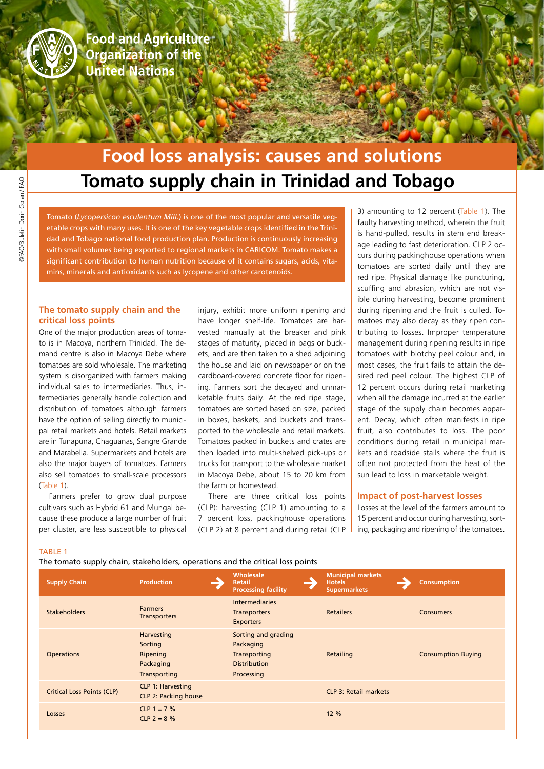Food and Agriculture Organization of the United Nations

# Food loss analysis: causes and solutions

## Tomato supply chain in Trinidad and Tobago

Tomato (*Lycopersicon esculentum Mill.*) is one of the most popular and versatile vegetable crops with many uses. It is one of the key vegetable crops identified in the Trinidad and Tobago national food production plan. Production is continuously increasing with small volumes being exported to regional markets in CARICOM. Tomato makes a significant contribution to human nutrition because of it contains sugars, acids, vitamins, minerals and antioxidants such as lycopene and other carotenoids.

### The tomato supply chain and the critical loss points

One of the major production areas of tomato is in Macoya, northern Trinidad. The demand centre is also in Macoya Debe where tomatoes are sold wholesale. The marketing system is disorganized with farmers making individual sales to intermediaries. Thus, intermediaries generally handle collection and distribution of tomatoes although farmers have the option of selling directly to municipal retail markets and hotels. Retail markets are in Tunapuna, Chaguanas, Sangre Grande and Marabella. Supermarkets and hotels are also the major buyers of tomatoes. Farmers also sell tomatoes to small-scale processors (Table 1).

Farmers prefer to grow dual purpose cultivars such as Hybrid 61 and Mungal because these produce a large number of fruit per cluster, are less susceptible to physical injury, exhibit more uniform ripening and have longer shelf-life. Tomatoes are harvested manually at the breaker and pink stages of maturity, placed in bags or buckets, and are then taken to a shed adjoining the house and laid on newspaper or on the cardboard-covered concrete floor for ripening. Farmers sort the decayed and unmarketable fruits daily. At the red ripe stage, tomatoes are sorted based on size, packed in boxes, baskets, and buckets and transported to the wholesale and retail markets. Tomatoes packed in buckets and crates are then loaded into multi-shelved pick-ups or trucks for transport to the wholesale market in Macoya Debe, about 15 to 20 km from the farm or homestead.

There are three critical loss points (CLP): harvesting (CLP 1) amounting to a 7 percent loss, packinghouse operations (CLP 2) at 8 percent and during retail (CLP 3) amounting to 12 percent (Table 1). The faulty harvesting method, wherein the fruit is hand-pulled, results in stem end breakage leading to fast deterioration. CLP 2 occurs during packinghouse operations when tomatoes are sorted daily until they are red ripe. Physical damage like puncturing, scuffing and abrasion, which are not visible during harvesting, become prominent during ripening and the fruit is culled. Tomatoes may also decay as they ripen contributing to losses. Improper temperature management during ripening results in ripe tomatoes with blotchy peel colour and, in most cases, the fruit fails to attain the desired red peel colour. The highest CLP of 12 percent occurs during retail marketing when all the damage incurred at the earlier stage of the supply chain becomes apparent. Decay, which often manifests in ripe fruit, also contributes to loss. The poor conditions during retail in municipal markets and roadside stalls where the fruit is often not protected from the heat of the sun lead to loss in marketable weight.

### Impact of post-harvest losses

Losses at the level of the farmers amount to 15 percent and occur during harvesting, sorting, packaging and ripening of the tomatoes.

TABLE 1

The tomato supply chain, stakeholders, operations and the critical loss points

| Supply Chain | Production | Wholesale<br>Retail<br>Processing facility | Municipal markets<br>Hotels<br>Supermarkets | Consumption |
|---|---|---|---|---|
| Stakeholders | Farmers<br>Transporters | Intermediaries<br>Transporters<br>Exporters | Retailers | Consumers |
| Operations | Harvesting<br>Sorting<br>Ripening<br>Packaging<br>Transporting | Sorting and grading<br>Packaging<br>Transporting<br>Distribution<br>Processing | Retailing | Consumption Buying |
| Critical Loss Points (CLP) | CLP 1: Harvesting<br>CLP 2: Packing house | | CLP 3: Retail markets | |
| Losses | CLP 1 = 7 %<br>CLP 2 = 8 % | | 12 % | |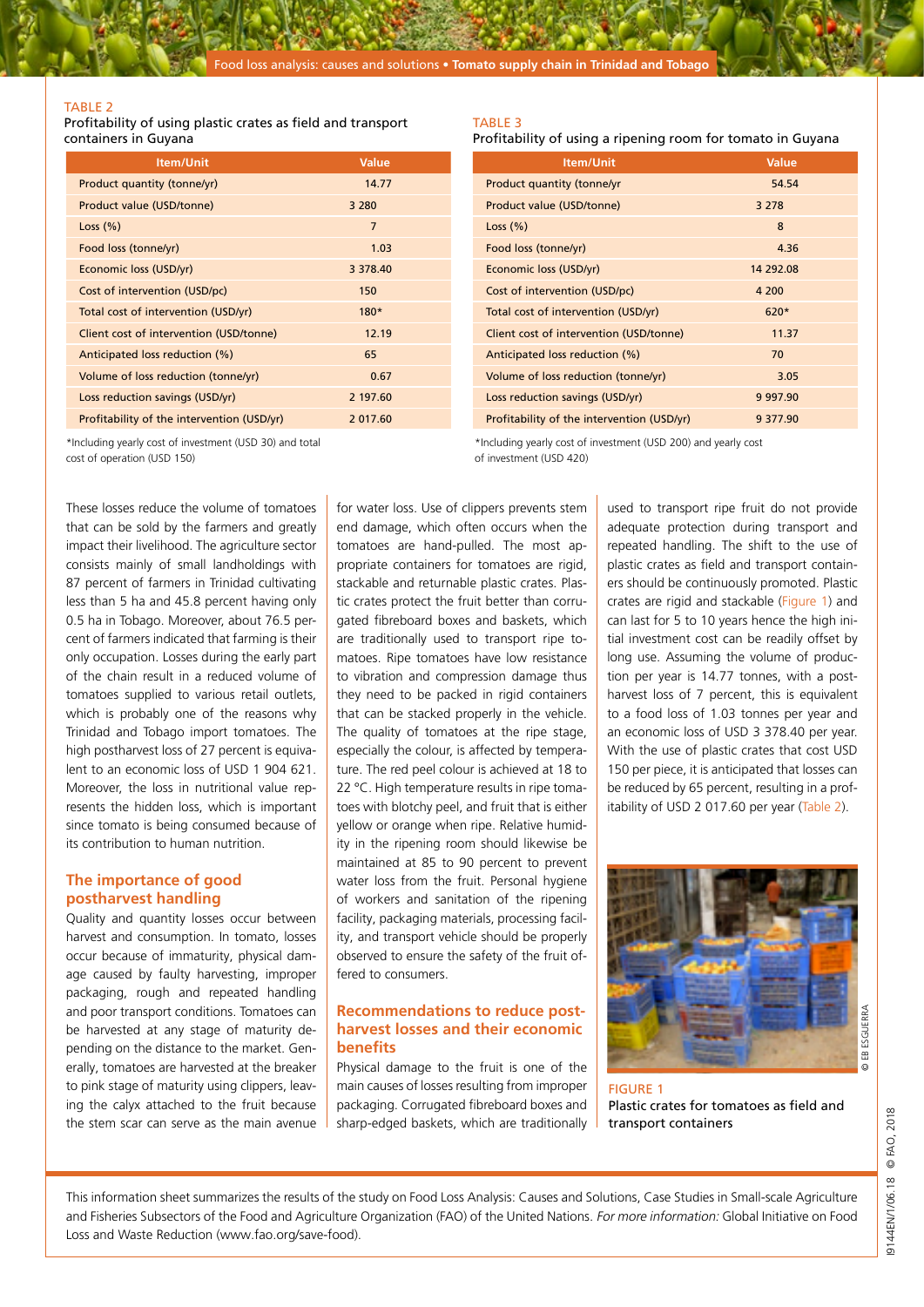TABLE 2
Profitability of using plastic crates as field and transport containers in Guyana

| Item/Unit | Value |
|---|---|
| Product quantity (tonne/yr) | 14.77 |
| Product value (USD/tonne) | 3 280 |
| Loss (%) | 7 |
| Food loss (tonne/yr) | 1.03 |
| Economic loss (USD/yr) | 3 378.40 |
| Cost of intervention (USD/pc) | 150 |
| Total cost of intervention (USD/yr) | 180* |
| Client cost of intervention (USD/tonne) | 12.19 |
| Anticipated loss reduction (%) | 65 |
| Volume of loss reduction (tonne/yr) | 0.67 |
| Loss reduction savings (USD/yr) | 2 197.60 |
| Profitability of the intervention (USD/yr) | 2 017.60 |

*Including yearly cost of investment (USD 30) and total cost of operation (USD 150)

TABLE 3
Profitability of using a ripening room for tomato in Guyana

| Item/Unit | Value |
|---|---|
| Product quantity (tonne/yr | 54.54 |
| Product value (USD/tonne) | 3 278 |
| Loss (%) | 8 |
| Food loss (tonne/yr) | 4.36 |
| Economic loss (USD/yr) | 14 292.08 |
| Cost of intervention (USD/pc) | 4 200 |
| Total cost of intervention (USD/yr) | 620* |
| Client cost of intervention (USD/tonne) | 11.37 |
| Anticipated loss reduction (%) | 70 |
| Volume of loss reduction (tonne/yr) | 3.05 |
| Loss reduction savings (USD/yr) | 9 997.90 |
| Profitability of the intervention (USD/yr) | 9 377.90 |

*Including yearly cost of investment (USD 200) and yearly cost of investment (USD 420)

These losses reduce the volume of tomatoes that can be sold by the farmers and greatly impact their livelihood. The agriculture sector consists mainly of small landholdings with 87 percent of farmers in Trinidad cultivating less than 5 ha and 45.8 percent having only 0.5 ha in Tobago. Moreover, about 76.5 percent of farmers indicated that farming is their only occupation. Losses during the early part of the chain result in a reduced volume of tomatoes supplied to various retail outlets, which is probably one of the reasons why Trinidad and Tobago import tomatoes. The high postharvest loss of 27 percent is equivalent to an economic loss of USD 1 904 621. Moreover, the loss in nutritional value represents the hidden loss, which is important since tomato is being consumed because of its contribution to human nutrition.

## The importance of good postharvest handling

Quality and quantity losses occur between harvest and consumption. In tomato, losses occur because of immaturity, physical damage caused by faulty harvesting, improper packaging, rough and repeated handling and poor transport conditions. Tomatoes can be harvested at any stage of maturity depending on the distance to the market. Generally, tomatoes are harvested at the breaker to pink stage of maturity using clippers, leaving the calyx attached to the fruit because the stem scar can serve as the main avenue for water loss. Use of clippers prevents stem end damage, which often occurs when the tomatoes are hand-pulled. The most appropriate containers for tomatoes are rigid, stackable and returnable plastic crates. Plastic crates protect the fruit better than corrugated fibreboard boxes and baskets, which are traditionally used to transport tomatoes. Ripe tomatoes have low resistance to vibration and compression damage thus they need to be packed in rigid containers that can be stacked properly in the vehicle. The quality of tomatoes at the ripe stage, especially the colour, is affected by temperature. The red peel colour is achieved at 18 to 22 °C. High temperature results in ripe tomatoes with blotchy peel, and fruit that is either yellow or orange when ripe. Relative humidity in the ripening room should likewise be maintained at 85 to 90 percent to prevent water loss from the fruit. Personal hygiene of workers and sanitation of the ripening facility, packaging materials, processing facility, and transport vehicle should be properly observed to ensure the safety of the fruit offered to consumers.

## Recommendations to reduce postharvest losses and their economic benefits

Physical damage to the fruit is one of the main causes of losses resulting from improper packaging. Corrugated fibreboard boxes and sharp-edged baskets, which are traditionally used to transport ripe fruit do not provide adequate protection during transport and repeated handling. The shift to the use of plastic crates as field and transport containers should be continuously promoted. Plastic crates are rigid and stackable (Figure 1) and can last for 5 to 10 years hence the high initial investment cost can be readily offset by long use. Assuming the volume of production per year is 14.77 tonnes, with a postharvest loss of 7 percent, this is equivalent to a food loss of 1.03 tonnes per year and an economic loss of USD 3 378.40 per year. With the use of plastic crates that cost USD 150 per piece, it is anticipated that losses can be reduced by 65 percent, resulting in a profitability of USD 2 017.60 per year (Table 2).

© EB ESGUERRA

FIGURE 1
Plastic crates for tomatoes as field and transport containers

This information sheet summarizes the results of the study on Food Loss Analysis: Causes and Solutions, Case Studies in Small-scale Agriculture and Fisheries Subsectors of the Food and Agriculture Organization (FAO) of the United Nations. *For more information:* Global Initiative on Food Loss and Waste Reduction (www.fao.org/save-food).

I9144EN/1/06.18 © FAO, 2018